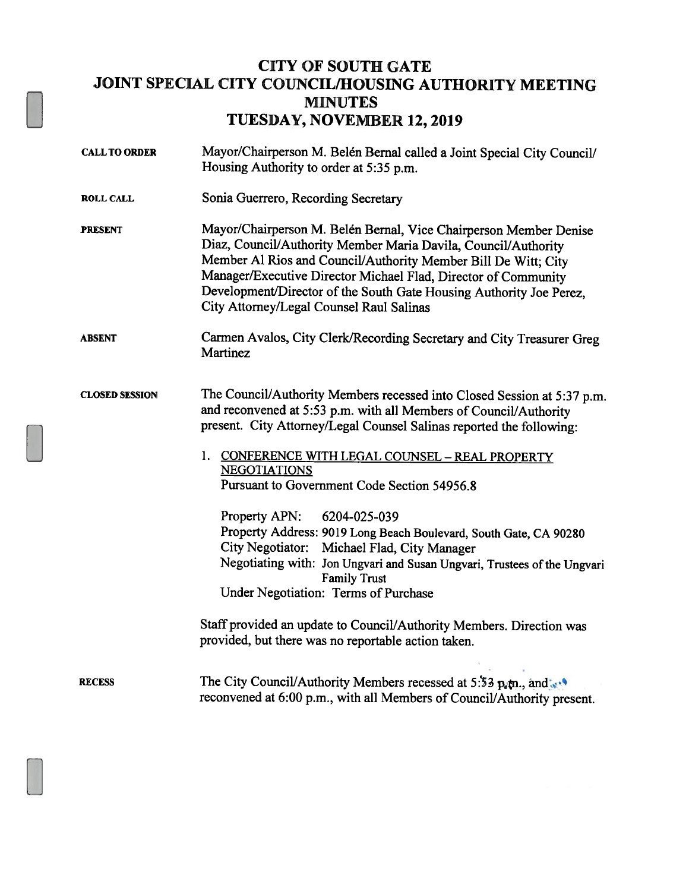# CITY OF SOUTH GATE
# JOINT SPECIAL CITY COUNCIL/HOUSING AUTHORITY MEETING
# MINUTES
# TUESDAY, NOVEMBER 12, 2019

**CALL TO ORDER** Mayor/Chairperson M. Belén Bernal called a Joint Special City Council/ Housing Authority to order at 5:35 p.m.

**ROLL CALL** Sonia Guerrero, Recording Secretary

**PRESENT** Mayor/Chairperson M. Belén Bernal, Vice Chairperson Member Denise Diaz, Council/Authority Member Maria Davila, Council/Authority Member Al Rios and Council/Authority Member Bill De Witt; City Manager/Executive Director Michael Flad, Director of Community Development/Director of the South Gate Housing Authority Joe Perez, City Attorney/Legal Counsel Raul Salinas

**ABSENT** Carmen Avalos, City Clerk/Recording Secretary and City Treasurer Greg Martinez

**CLOSED SESSION** The Council/Authority Members recessed into Closed Session at 5:37 p.m. and reconvened at 5:53 p.m. with all Members of Council/Authority present. City Attorney/Legal Counsel Salinas reported the following:

1. <u>CONFERENCE WITH LEGAL COUNSEL – REAL PROPERTY NEGOTIATIONS</u>
   Pursuant to Government Code Section 54956.8

   Property APN: 6204-025-039
   Property Address: 9019 Long Beach Boulevard, South Gate, CA 90280
   City Negotiator: Michael Flad, City Manager
   Negotiating with: Jon Ungvari and Susan Ungvari, Trustees of the Ungvari Family Trust
   Under Negotiation: Terms of Purchase

Staff provided an update to Council/Authority Members. Direction was provided, but there was no reportable action taken.

**RECESS** The City Council/Authority Members recessed at 5:53 p.m., and reconvened at 6:00 p.m., with all Members of Council/Authority present.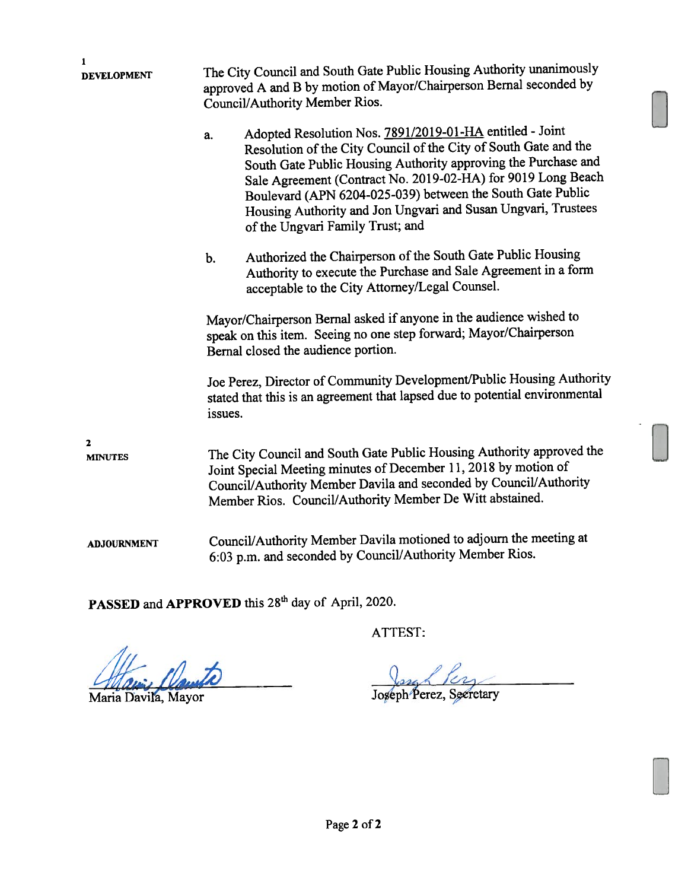**1**
**DEVELOPMENT**

The City Council and South Gate Public Housing Authority unanimously approved A and B by motion of Mayor/Chairperson Bernal seconded by Council/Authority Member Rios.

a. Adopted Resolution Nos. 7891/2019-01-HA entitled - Joint Resolution of the City Council of the City of South Gate and the South Gate Public Housing Authority approving the Purchase and Sale Agreement (Contract No. 2019-02-HA) for 9019 Long Beach Boulevard (APN 6204-025-039) between the South Gate Public Housing Authority and Jon Ungvari and Susan Ungvari, Trustees of the Ungvari Family Trust; and

b. Authorized the Chairperson of the South Gate Public Housing Authority to execute the Purchase and Sale Agreement in a form acceptable to the City Attorney/Legal Counsel.

Mayor/Chairperson Bernal asked if anyone in the audience wished to speak on this item. Seeing no one step forward; Mayor/Chairperson Bernal closed the audience portion.

Joe Perez, Director of Community Development/Public Housing Authority stated that this is an agreement that lapsed due to potential environmental issues.

**2**
**MINUTES**

The City Council and South Gate Public Housing Authority approved the Joint Special Meeting minutes of December 11, 2018 by motion of Council/Authority Member Davila and seconded by Council/Authority Member Rios. Council/Authority Member De Witt abstained.

**ADJOURNMENT**

Council/Authority Member Davila motioned to adjourn the meeting at 6:03 p.m. and seconded by Council/Authority Member Rios.

**PASSED** and **APPROVED** this 28th day of April, 2020.

ATTEST:

Maria Davila, Mayor

Joseph Perez, Secretary